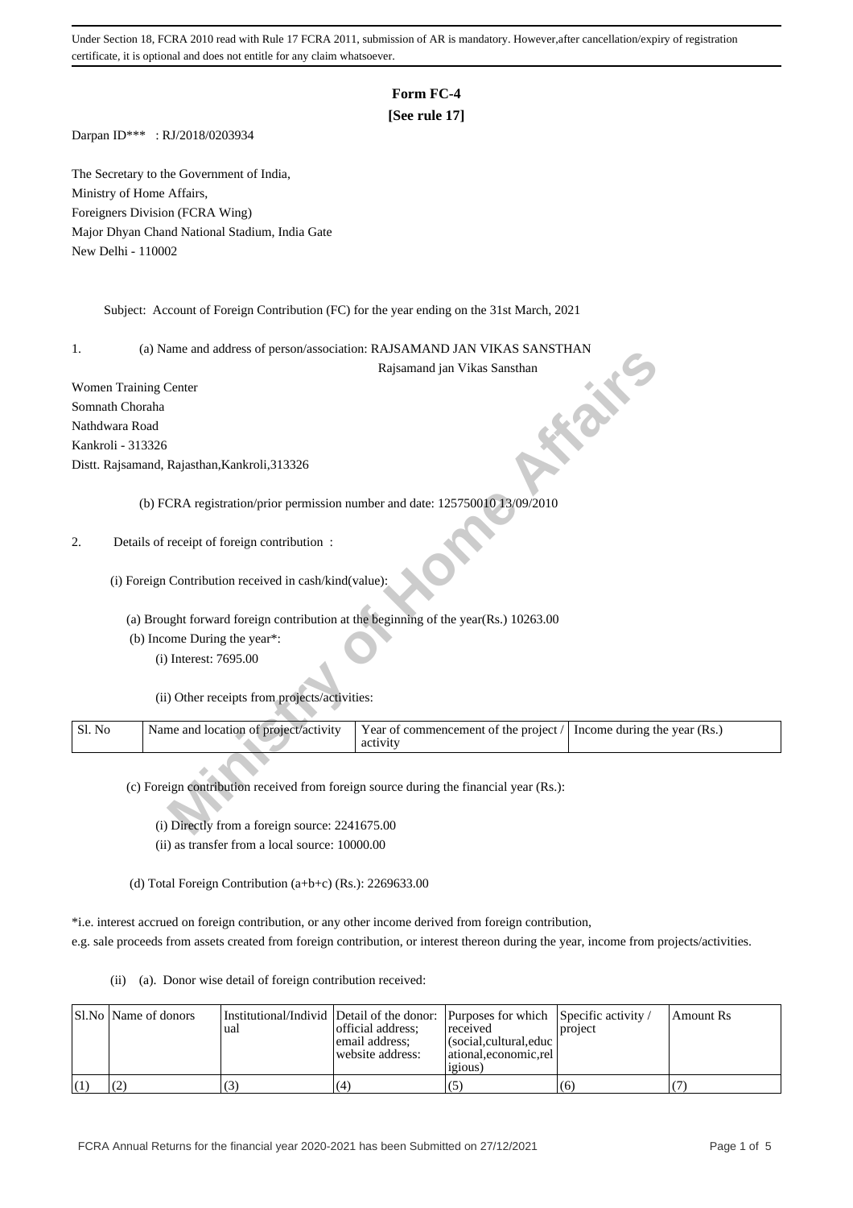Under Section 18, FCRA 2010 read with Rule 17 FCRA 2011, submission of AR is mandatory. However,after cancellation/expiry of registration certificate, it is optional and does not entitle for any claim whatsoever.

# Form FC-4

**[See rule 17]**

Darpan ID*** : RJ/2018/0203934

The Secretary to the Government of India,
Ministry of Home Affairs,
Foreigners Division (FCRA Wing)
Major Dhyan Chand National Stadium, India Gate
New Delhi - 110002

Subject: Account of Foreign Contribution (FC) for the year ending on the 31st March, 2021

1. (a) Name and address of person/association: RAJSAMAND JAN VIKAS SANSTHAN

Rajsamand jan Vikas Sansthan
Women Training Center
Somnath Choraha
Nathdwara Road
Kankroli - 313326
Distt. Rajsamand, Rajasthan,Kankroli,313326

(b) FCRA registration/prior permission number and date: 125750010 13/09/2010

2. Details of receipt of foreign contribution :

(i) Foreign Contribution received in cash/kind(value):

(a) Brought forward foreign contribution at the beginning of the year(Rs.) 10263.00

(b) Income During the year*:

(i) Interest: 7695.00

(ii) Other receipts from projects/activities:

| Sl. No | Name and location of project/activity | Year of commencement of the project / activity | Income during the year (Rs.) |
|---|---|---|---|

(c) Foreign contribution received from foreign source during the financial year (Rs.):

(i) Directly from a foreign source: 2241675.00

(ii) as transfer from a local source: 10000.00

(d) Total Foreign Contribution (a+b+c) (Rs.): 2269633.00

*i.e. interest accrued on foreign contribution, or any other income derived from foreign contribution, e.g. sale proceeds from assets created from foreign contribution, or interest thereon during the year, income from projects/activities.

(ii) (a). Donor wise detail of foreign contribution received:

| Sl.No | Name of donors | Institutional/Individual | Detail of the donor: official address; email address; website address: | Purposes for which received (social,cultural,educational,economic,religious) | Specific activity / project | Amount Rs |
|---|---|---|---|---|---|---|
| (1) | (2) | (3) | (4) | (5) | (6) | (7) |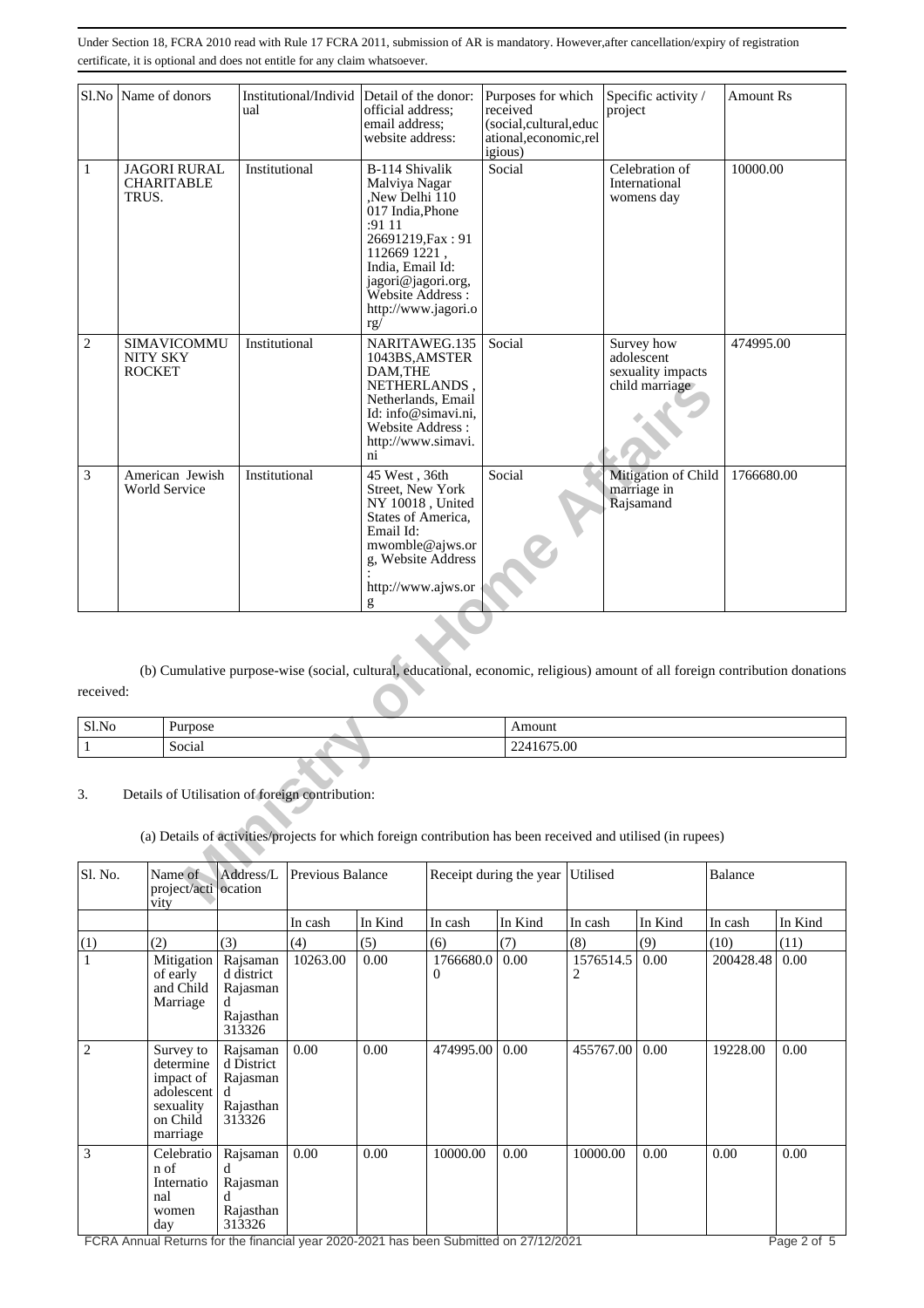Under Section 18, FCRA 2010 read with Rule 17 FCRA 2011, submission of AR is mandatory. However,after cancellation/expiry of registration certificate, it is optional and does not entitle for any claim whatsoever.

| Sl.No | Name of donors | Institutional/Individual | Detail of the donor: official address; email address; website address: | Purposes for which received (social,cultural,educational,economic,religious) | Specific activity / project | Amount Rs |
|---|---|---|---|---|---|---|
| 1 | JAGORI RURAL CHARITABLE TRUS. | Institutional | B-114 Shivalik Malviya Nagar ,New Delhi 110 017 India,Phone :91 11 26691219,Fax : 91 112669 1221 , India, Email Id: jagori@jagori.org, Website Address : http://www.jagori.org/ | Social | Celebration of International womens day | 10000.00 |
| 2 | SIMAVICOMMUNITY SKY ROCKET | Institutional | NARITAWEG.135 1043BS,AMSTERDAM,THE NETHERLANDS , Netherlands, Email Id: info@simavi.ni, Website Address : http://www.simavi.ni | Social | Survey how adolescent sexuality impacts child marriage | 474995.00 |
| 3 | American Jewish World Service | Institutional | 45 West , 36th Street, New York NY 10018 , United States of America, Email Id: mwomble@ajws.org, Website Address : http://www.ajws.org | Social | Mitigation of Child marriage in Rajsamand | 1766680.00 |

(b) Cumulative purpose-wise (social, cultural, educational, economic, religious) amount of all foreign contribution donations received:

| Sl.No | Purpose | Amount |
|---|---|---|
| 1 | Social | 2241675.00 |

3. Details of Utilisation of foreign contribution:

(a) Details of activities/projects for which foreign contribution has been received and utilised (in rupees)

| Sl. No. | Name of project/activity | Address/Location | Previous Balance | | Receipt during the year | | Utilised | | Balance | |
|---|---|---|---|---|---|---|---|---|---|---|
| | | | In cash | In Kind | In cash | In Kind | In cash | In Kind | In cash | In Kind |
| (1) | (2) | (3) | (4) | (5) | (6) | (7) | (8) | (9) | (10) | (11) |
| 1 | Mitigation of early and Child Marriage | Rajsamand district Rajsamand Rajasthan 313326 | 10263.00 | 0.00 | 1766680.00 | 0.00 | 1576514.52 | 0.00 | 200428.48 | 0.00 |
| 2 | Survey to determine impact of adolescent sexuality on Child marriage | Rajsamand District Rajsamand Rajasthan 313326 | 0.00 | 0.00 | 474995.00 | 0.00 | 455767.00 | 0.00 | 19228.00 | 0.00 |
| 3 | Celebration of International women day | Rajsamand Rajsamand Rajasthan 313326 | 0.00 | 0.00 | 10000.00 | 0.00 | 10000.00 | 0.00 | 0.00 | 0.00 |

FCRA Annual Returns for the financial year 2020-2021 has been Submitted on 27/12/2021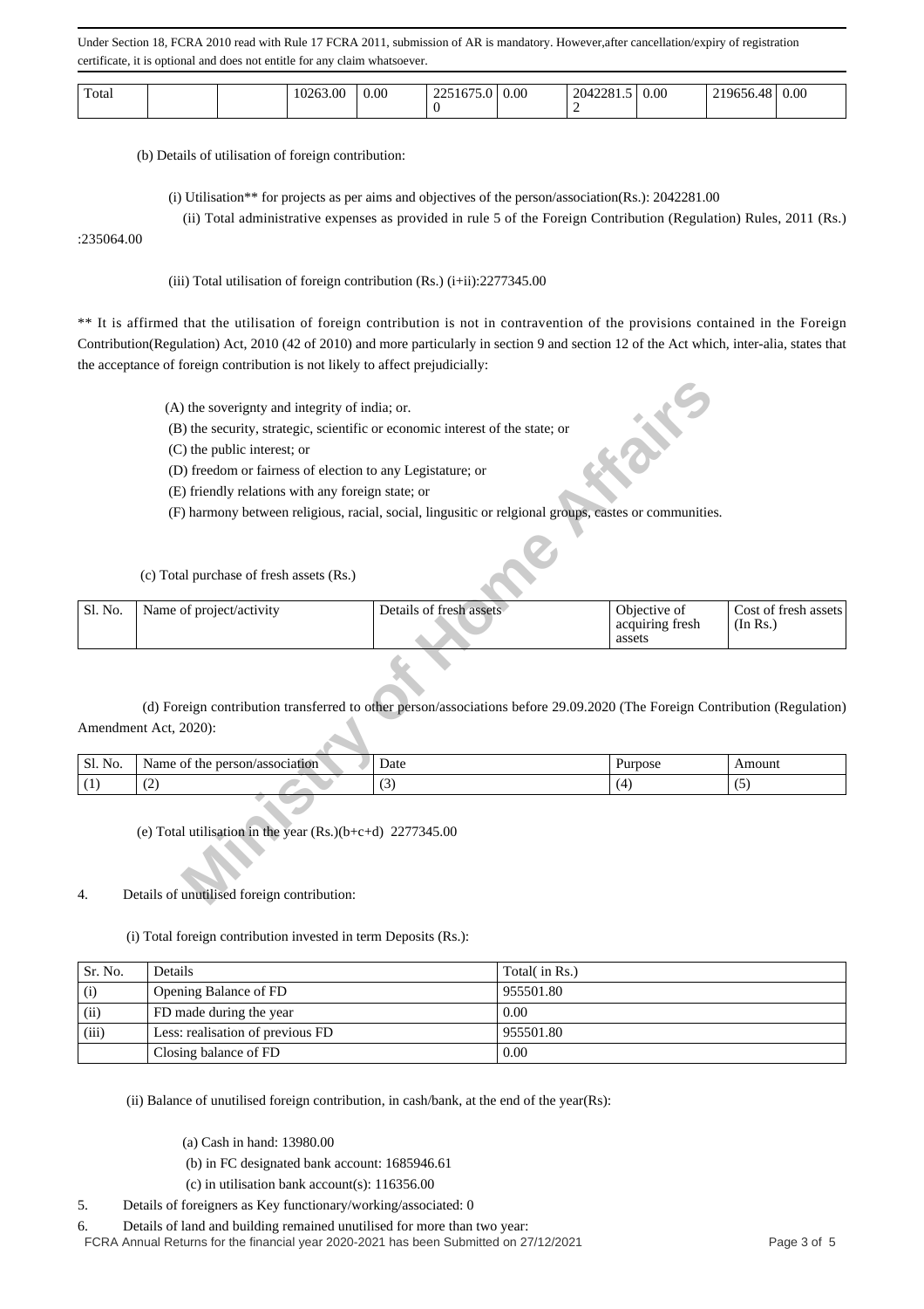Under Section 18, FCRA 2010 read with Rule 17 FCRA 2011, submission of AR is mandatory. However,after cancellation/expiry of registration certificate, it is optional and does not entitle for any claim whatsoever.

| Total | | | 10263.00 | 0.00 | 2251675.00 | 0.00 | 2042281.52 | 0.00 | 219656.48 | 0.00 |
|---|---|---|---|---|---|---|---|---|---|---|

(b) Details of utilisation of foreign contribution:

(i) Utilisation** for projects as per aims and objectives of the person/association(Rs.): 2042281.00

(ii) Total administrative expenses as provided in rule 5 of the Foreign Contribution (Regulation) Rules, 2011 (Rs.) :235064.00

(iii) Total utilisation of foreign contribution (Rs.) (i+ii):2277345.00

** It is affirmed that the utilisation of foreign contribution is not in contravention of the provisions contained in the Foreign Contribution(Regulation) Act, 2010 (42 of 2010) and more particularly in section 9 and section 12 of the Act which, inter-alia, states that the acceptance of foreign contribution is not likely to affect prejudicially:

(A) the soverignty and integrity of india; or.

(B) the security, strategic, scientific or economic interest of the state; or

(C) the public interest; or

(D) freedom or fairness of election to any Legistature; or

(E) friendly relations with any foreign state; or

(F) harmony between religious, racial, social, lingusitic or relgional groups, castes or communities.

(c) Total purchase of fresh assets (Rs.)

| Sl. No. | Name of project/activity | Details of fresh assets | Objective of acquiring fresh assets | Cost of fresh assets (In Rs.) |
|---|---|---|---|---|

(d) Foreign contribution transferred to other person/associations before 29.09.2020 (The Foreign Contribution (Regulation) Amendment Act, 2020):

| Sl. No. | Name of the person/association | Date | Purpose | Amount |
|---|---|---|---|---|
| (1) | (2) | (3) | (4) | (5) |

(e) Total utilisation in the year (Rs.)(b+c+d) 2277345.00

4. Details of unutilised foreign contribution:

(i) Total foreign contribution invested in term Deposits (Rs.):

| Sr. No. | Details | Total( in Rs.) |
|---|---|---|
| (i) | Opening Balance of FD | 955501.80 |
| (ii) | FD made during the year | 0.00 |
| (iii) | Less: realisation of previous FD | 955501.80 |
| | Closing balance of FD | 0.00 |

(ii) Balance of unutilised foreign contribution, in cash/bank, at the end of the year(Rs):

(a) Cash in hand: 13980.00

(b) in FC designated bank account: 1685946.61

(c) in utilisation bank account(s): 116356.00

5. Details of foreigners as Key functionary/working/associated: 0

6. Details of land and building remained unutilised for more than two year:

FCRA Annual Returns for the financial year 2020-2021 has been Submitted on 27/12/2021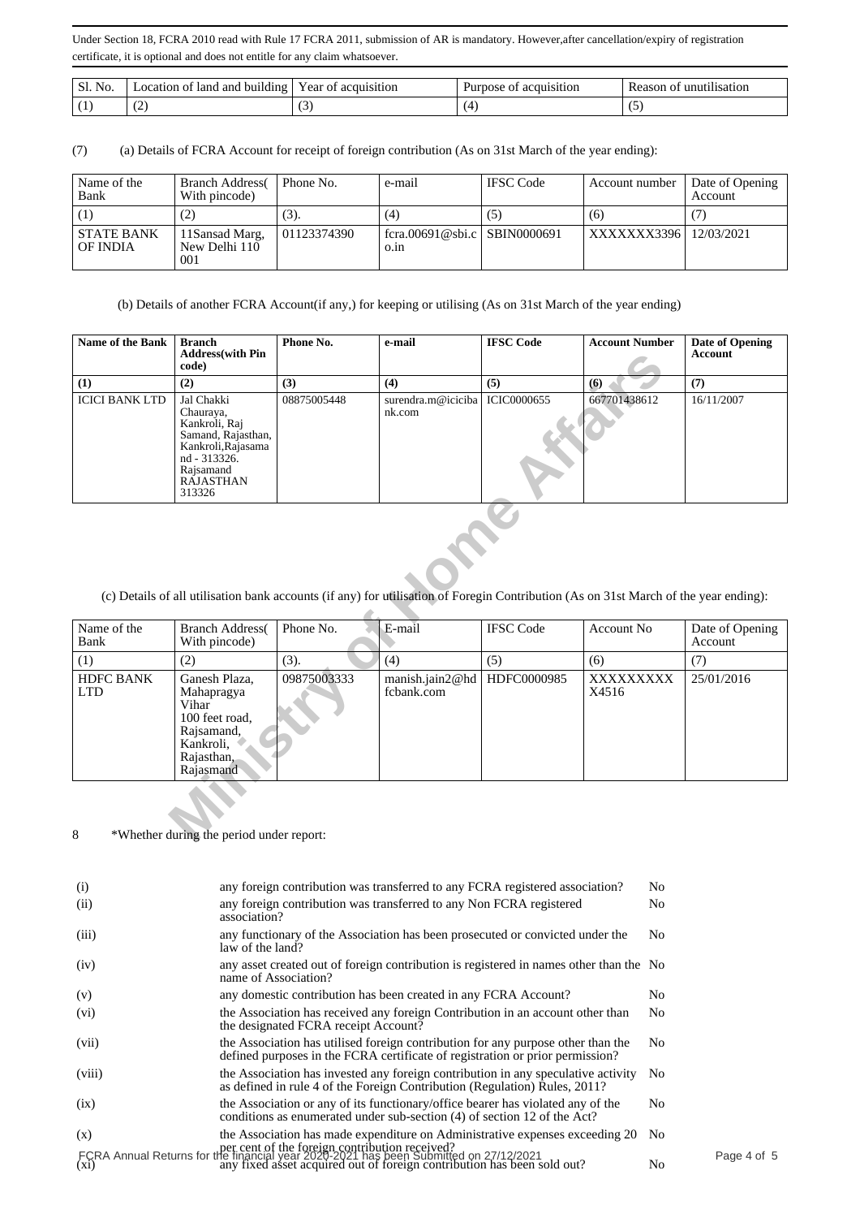Under Section 18, FCRA 2010 read with Rule 17 FCRA 2011, submission of AR is mandatory. However,after cancellation/expiry of registration certificate, it is optional and does not entitle for any claim whatsoever.

| Sl. No. | Location of land and building | Year of acquisition | Purpose of acquisition | Reason of unutilisation |
|---|---|---|---|---|
| (1) | (2) | (3) | (4) | (5) |

(7) (a) Details of FCRA Account for receipt of foreign contribution (As on 31st March of the year ending):

| Name of the Bank | Branch Address( With pincode) | Phone No. | e-mail | IFSC Code | Account number | Date of Opening Account |
|---|---|---|---|---|---|---|
| (1) | (2) | (3). | (4) | (5) | (6) | (7) |
| STATE BANK OF INDIA | 11Sansad Marg, New Delhi 110 001 | 01123374390 | fcra.00691@sbi.co.in | SBIN0000691 | XXXXXXX3396 | 12/03/2021 |

(b) Details of another FCRA Account(if any,) for keeping or utilising (As on 31st March of the year ending)

| Name of the Bank | Branch Address(with Pin code) | Phone No. | e-mail | IFSC Code | Account Number | Date of Opening Account |
|---|---|---|---|---|---|---|
| (1) | (2) | (3) | (4) | (5) | (6) | (7) |
| ICICI BANK LTD | Jal Chakki Chauraya, Kankroli, Raj Samand, Rajasthan, Kankroli,Rajasamand - 313326. Rajsamand RAJASTHAN 313326 | 08875005448 | surendra.m@icicibank.com | ICIC0000655 | 667701438612 | 16/11/2007 |

(c) Details of all utilisation bank accounts (if any) for utilisation of Foregin Contribution (As on 31st March of the year ending):

| Name of the Bank | Branch Address( With pincode) | Phone No. | E-mail | IFSC Code | Account No | Date of Opening Account |
|---|---|---|---|---|---|---|
| (1) | (2) | (3). | (4) | (5) | (6) | (7) |
| HDFC BANK LTD | Ganesh Plaza, Mahapragya Vihar 100 feet road, Rajsamand, Kankroli, Rajasthan, Rajasmand | 09875003333 | manish.jain2@hdfcbank.com | HDFC0000985 | XXXXXXXXX4516 | 25/01/2016 |

8 *Whether during the period under report:

| | | |
|---|---|---|
| (i) | any foreign contribution was transferred to any FCRA registered association? | No |
| (ii) | any foreign contribution was transferred to any Non FCRA registered association? | No |
| (iii) | any functionary of the Association has been prosecuted or convicted under the law of the land? | No |
| (iv) | any asset created out of foreign contribution is registered in names other than the name of Association? | No |
| (v) | any domestic contribution has been created in any FCRA Account? | No |
| (vi) | the Association has received any foreign Contribution in an account other than the designated FCRA receipt Account? | No |
| (vii) | the Association has utilised foreign contribution for any purpose other than the defined purposes in the FCRA certificate of registration or prior permission? | No |
| (viii) | the Association has invested any foreign contribution in any speculative activity as defined in rule 4 of the Foreign Contribution (Regulation) Rules, 2011? | No |
| (ix) | the Association or any of its functionary/office bearer has violated any of the conditions as enumerated under sub-section (4) of section 12 of the Act? | No |
| (x) | the Association has made expenditure on Administrative expenses exceeding 20 per cent of the foreign contribution received? | No |
| (xi) | any fixed asset acquired out of foreign contribution has been sold out? | No |

FCRA Annual Returns for the financial year 2020-2021 has been Submitted on 27/12/2021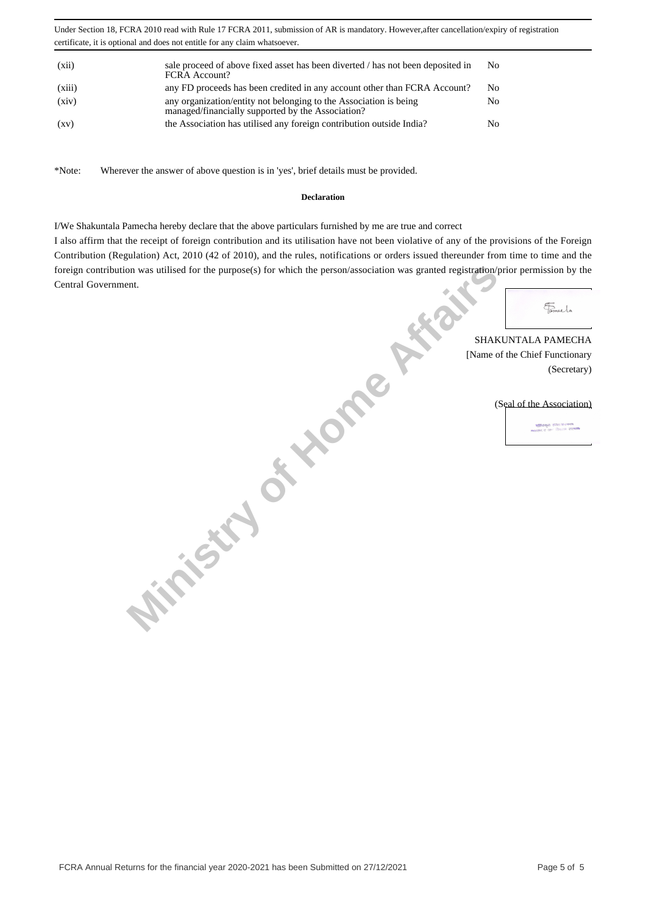Under Section 18, FCRA 2010 read with Rule 17 FCRA 2011, submission of AR is mandatory. However,after cancellation/expiry of registration certificate, it is optional and does not entitle for any claim whatsoever.

| | | |
|---|---|---|
| (xii) | sale proceed of above fixed asset has been diverted / has not been deposited in FCRA Account? | No |
| (xiii) | any FD proceeds has been credited in any account other than FCRA Account? | No |
| (xiv) | any organization/entity not belonging to the Association is being managed/financially supported by the Association? | No |
| (xv) | the Association has utilised any foreign contribution outside India? | No |

*Note: Wherever the answer of above question is in 'yes', brief details must be provided.

**Declaration**

I/We Shakuntala Pamecha hereby declare that the above particulars furnished by me are true and correct

I also affirm that the receipt of foreign contribution and its utilisation have not been violative of any of the provisions of the Foreign Contribution (Regulation) Act, 2010 (42 of 2010), and the rules, notifications or orders issued thereunder from time to time and the foreign contribution was utilised for the purpose(s) for which the person/association was granted registration/prior permission by the Central Government.

SHAKUNTALA PAMECHA
[Name of the Chief Functionary
(Secretary)

(Seal of the Association)

FCRA Annual Returns for the financial year 2020-2021 has been Submitted on 27/12/2021